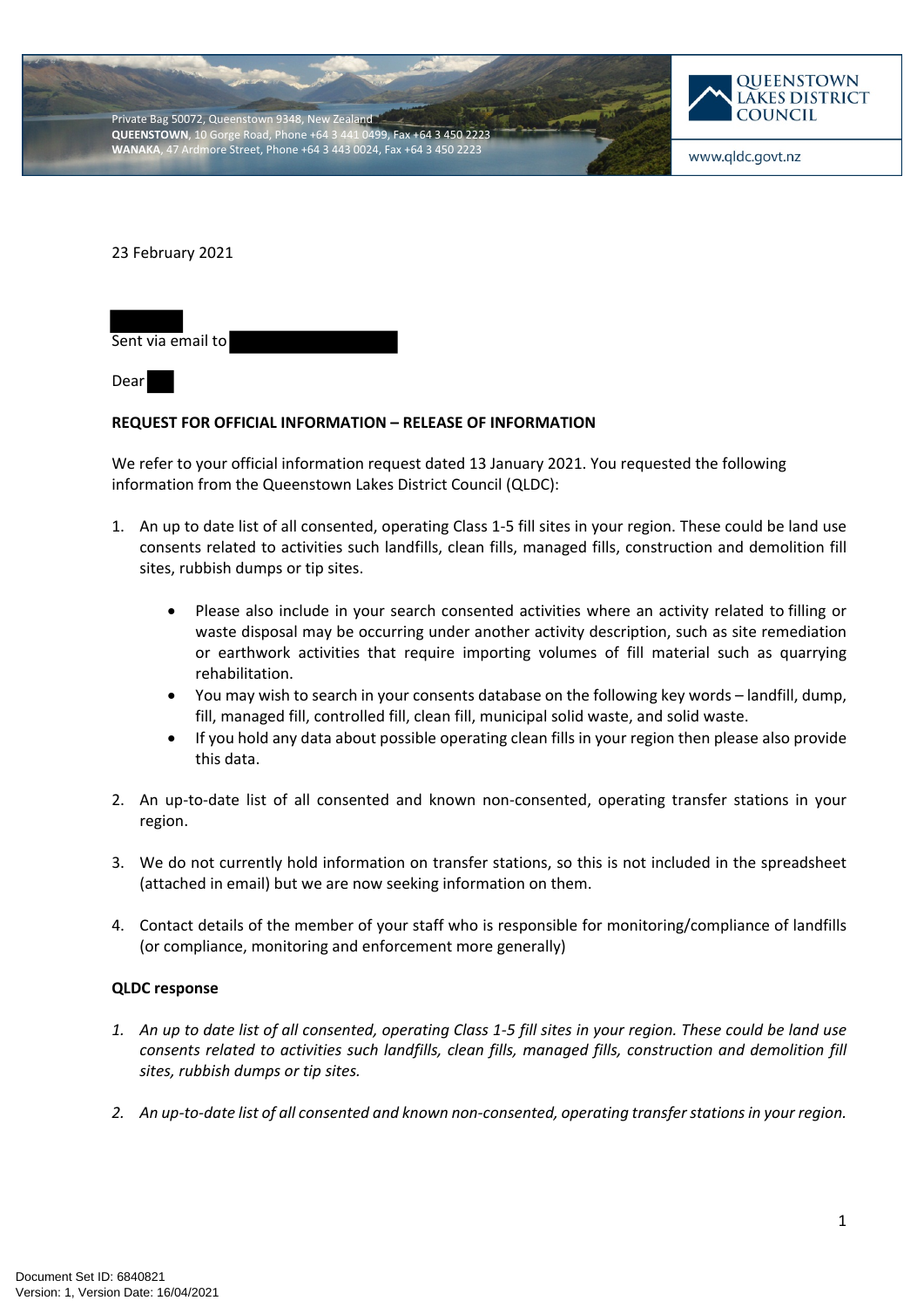Private Bag 50072, Queenstown 9348, New Zealand
**QUEENSTOWN**, 10 Gorge Road, Phone +64 3 441 0499, Fax +64 3 450 2223
**WANAKA**, 47 Ardmore Street, Phone +64 3 443 0024, Fax +64 3 450 2223

QUEENSTOWN LAKES DISTRICT COUNCIL

www.qldc.govt.nz

23 February 2021

Sent via email to

Dear

**REQUEST FOR OFFICIAL INFORMATION – RELEASE OF INFORMATION**

We refer to your official information request dated 13 January 2021. You requested the following information from the Queenstown Lakes District Council (QLDC):

1. An up to date list of all consented, operating Class 1-5 fill sites in your region. These could be land use consents related to activities such landfills, clean fills, managed fills, construction and demolition fill sites, rubbish dumps or tip sites.
    - Please also include in your search consented activities where an activity related to filling or waste disposal may be occurring under another activity description, such as site remediation or earthwork activities that require importing volumes of fill material such as quarrying rehabilitation.
    - You may wish to search in your consents database on the following key words – landfill, dump, fill, managed fill, controlled fill, clean fill, municipal solid waste, and solid waste.
    - If you hold any data about possible operating clean fills in your region then please also provide this data.
2. An up-to-date list of all consented and known non-consented, operating transfer stations in your region.
3. We do not currently hold information on transfer stations, so this is not included in the spreadsheet (attached in email) but we are now seeking information on them.
4. Contact details of the member of your staff who is responsible for monitoring/compliance of landfills (or compliance, monitoring and enforcement more generally)

**QLDC response**

1. *An up to date list of all consented, operating Class 1-5 fill sites in your region. These could be land use consents related to activities such landfills, clean fills, managed fills, construction and demolition fill sites, rubbish dumps or tip sites.*
2. *An up-to-date list of all consented and known non-consented, operating transfer stations in your region.*

Document Set ID: 6840821
Version: 1, Version Date: 16/04/2021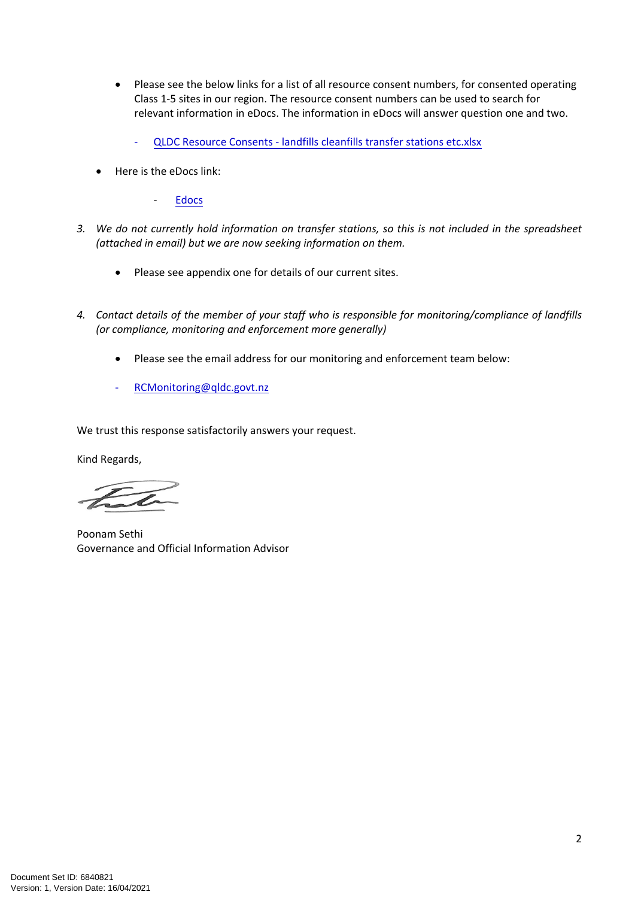- Please see the below links for a list of all resource consent numbers, for consented operating Class 1-5 sites in our region. The resource consent numbers can be used to search for relevant information in eDocs. The information in eDocs will answer question one and two.

  - QLDC Resource Consents - landfills cleanfills transfer stations etc.xlsx

- Here is the eDocs link:

  - Edocs

3. *We do not currently hold information on transfer stations, so this is not included in the spreadsheet (attached in email) but we are now seeking information on them.*

   - Please see appendix one for details of our current sites.

4. *Contact details of the member of your staff who is responsible for monitoring/compliance of landfills (or compliance, monitoring and enforcement more generally)*

   - Please see the email address for our monitoring and enforcement team below:

   - RCMonitoring@qldc.govt.nz

We trust this response satisfactorily answers your request.

Kind Regards,

Poonam Sethi
Governance and Official Information Advisor

Document Set ID: 6840821
Version: 1, Version Date: 16/04/2021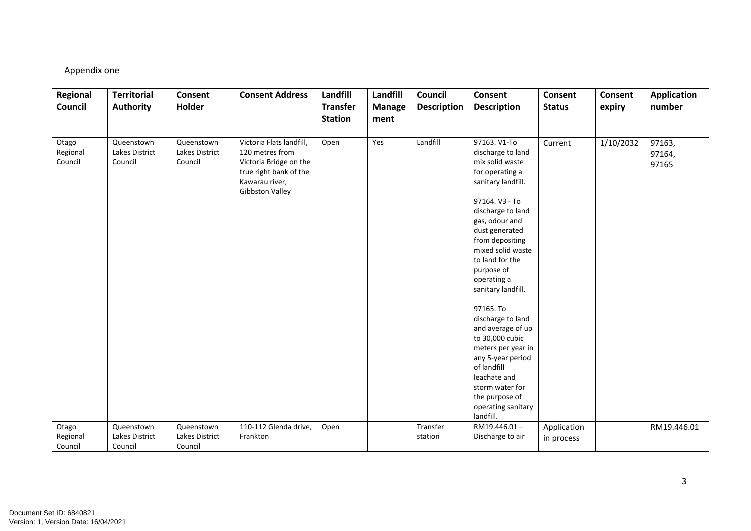Appendix one

| Regional Council | Territorial Authority | Consent Holder | Consent Address | Landfill Transfer Station | Landfill Management | Council Description | Consent Description | Consent Status | Consent expiry | Application number |
|---|---|---|---|---|---|---|---|---|---|---|
| | | | | | | | | | | |
| Otago Regional Council | Queenstown Lakes District Council | Queenstown Lakes District Council | Victoria Flats landfill, 120 metres from Victoria Bridge on the true right bank of the Kawarau river, Gibbston Valley | Open | Yes | Landfill | 97163. V1-To discharge to land mix solid waste for operating a sanitary landfill.<br><br>97164. V3 - To discharge to land gas, odour and dust generated from depositing mixed solid waste to land for the purpose of operating a sanitary landfill.<br><br>97165. To discharge to land and average of up to 30,000 cubic meters per year in any 5-year period of landfill leachate and storm water for the purpose of operating sanitary landfill. | Current | 1/10/2032 | 97163, 97164, 97165 |
| Otago Regional Council | Queenstown Lakes District Council | Queenstown Lakes District Council | 110-112 Glenda drive, Frankton | Open | | Transfer station | RM19.446.01 – Discharge to air | Application in process | | RM19.446.01 |

Document Set ID: 6840821
Version: 1, Version Date: 16/04/2021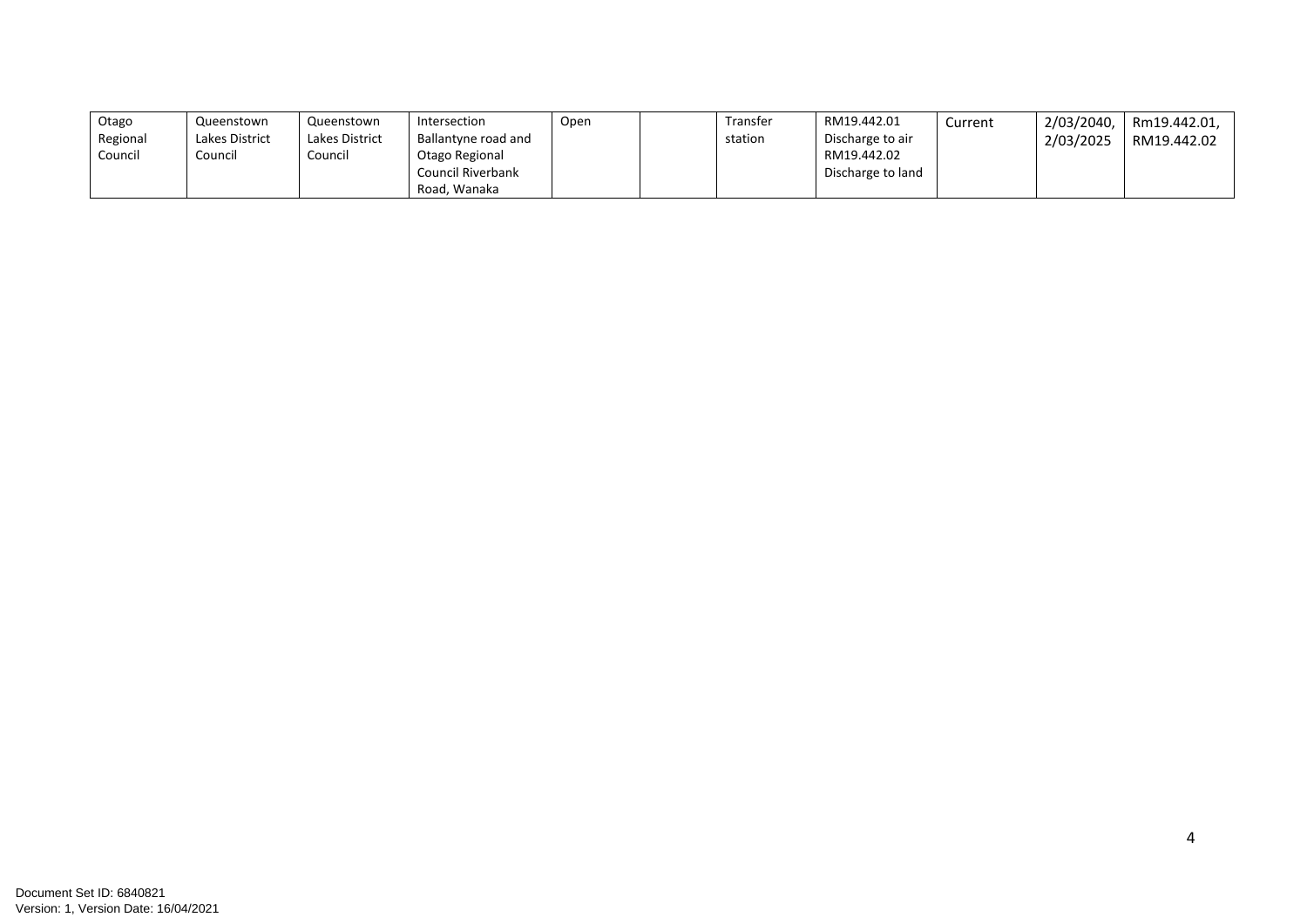| | | | | | | | | | | |
|---|---|---|---|---|---|---|---|---|---|---|
| Otago Regional Council | Queenstown Lakes District Council | Queenstown Lakes District Council | Intersection Ballantyne road and Otago Regional Council Riverbank Road, Wanaka | Open | | Transfer station | RM19.442.01 Discharge to air RM19.442.02 Discharge to land | Current | 2/03/2040, 2/03/2025 | Rm19.442.01, RM19.442.02 |

Document Set ID: 6840821
Version: 1, Version Date: 16/04/2021